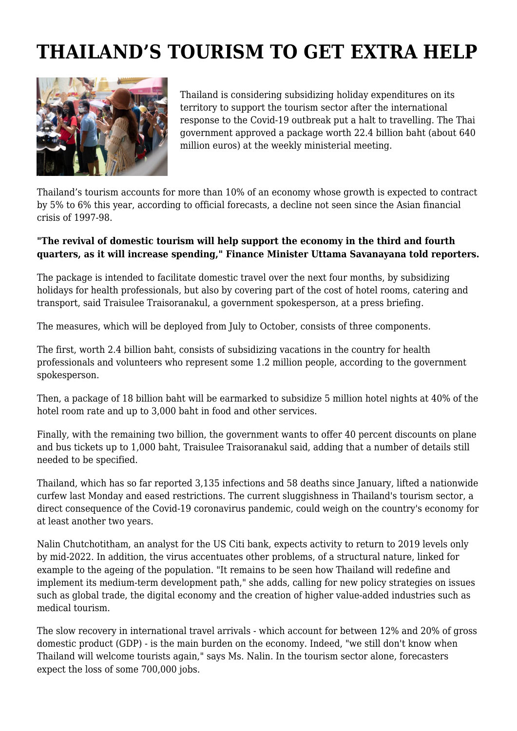# THAILAND'S TOURISM TO GET EXTRA HELP

Thailand is considering subsidizing holiday expenditures on its territory to support the tourism sector after the international response to the Covid-19 outbreak put a halt to travelling. The Thai government approved a package worth 22.4 billion baht (about 640 million euros) at the weekly ministerial meeting.

Thailand's tourism accounts for more than 10% of an economy whose growth is expected to contract by 5% to 6% this year, according to official forecasts, a decline not seen since the Asian financial crisis of 1997-98.

**"The revival of domestic tourism will help support the economy in the third and fourth quarters, as it will increase spending," Finance Minister Uttama Savanayana told reporters.**

The package is intended to facilitate domestic travel over the next four months, by subsidizing holidays for health professionals, but also by covering part of the cost of hotel rooms, catering and transport, said Traisulee Traisoranakul, a government spokesperson, at a press briefing.

The measures, which will be deployed from July to October, consists of three components.

The first, worth 2.4 billion baht, consists of subsidizing vacations in the country for health professionals and volunteers who represent some 1.2 million people, according to the government spokesperson.

Then, a package of 18 billion baht will be earmarked to subsidize 5 million hotel nights at 40% of the hotel room rate and up to 3,000 baht in food and other services.

Finally, with the remaining two billion, the government wants to offer 40 percent discounts on plane and bus tickets up to 1,000 baht, Traisulee Traisoranakul said, adding that a number of details still needed to be specified.

Thailand, which has so far reported 3,135 infections and 58 deaths since January, lifted a nationwide curfew last Monday and eased restrictions. The current sluggishness in Thailand's tourism sector, a direct consequence of the Covid-19 coronavirus pandemic, could weigh on the country's economy for at least another two years.

Nalin Chutchotitham, an analyst for the US Citi bank, expects activity to return to 2019 levels only by mid-2022. In addition, the virus accentuates other problems, of a structural nature, linked for example to the ageing of the population. "It remains to be seen how Thailand will redefine and implement its medium-term development path," she adds, calling for new policy strategies on issues such as global trade, the digital economy and the creation of higher value-added industries such as medical tourism.

The slow recovery in international travel arrivals - which account for between 12% and 20% of gross domestic product (GDP) - is the main burden on the economy. Indeed, "we still don't know when Thailand will welcome tourists again," says Ms. Nalin. In the tourism sector alone, forecasters expect the loss of some 700,000 jobs.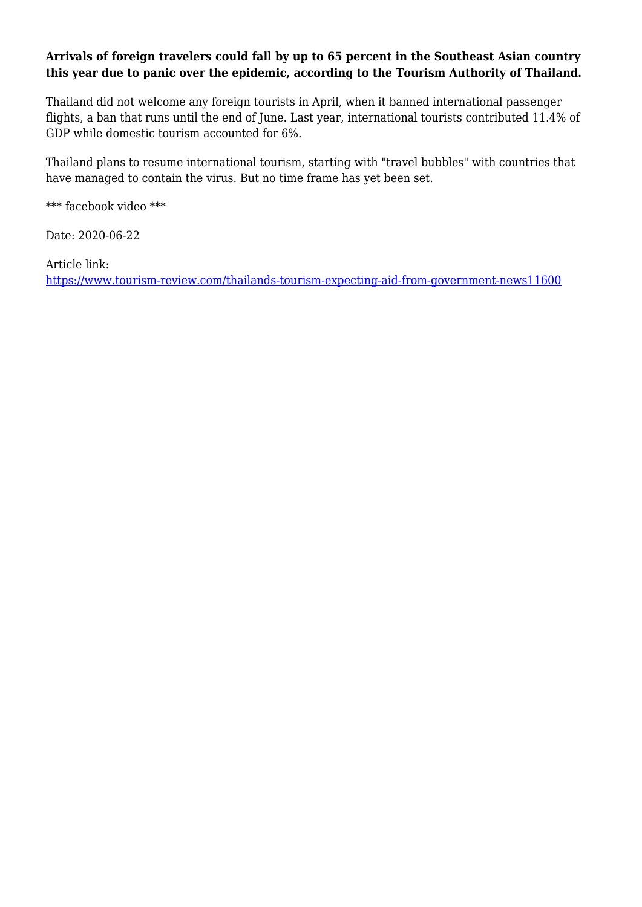**Arrivals of foreign travelers could fall by up to 65 percent in the Southeast Asian country this year due to panic over the epidemic, according to the Tourism Authority of Thailand.**

Thailand did not welcome any foreign tourists in April, when it banned international passenger flights, a ban that runs until the end of June. Last year, international tourists contributed 11.4% of GDP while domestic tourism accounted for 6%.

Thailand plans to resume international tourism, starting with "travel bubbles" with countries that have managed to contain the virus. But no time frame has yet been set.

*** facebook video ***

Date: 2020-06-22

Article link:
https://www.tourism-review.com/thailands-tourism-expecting-aid-from-government-news11600